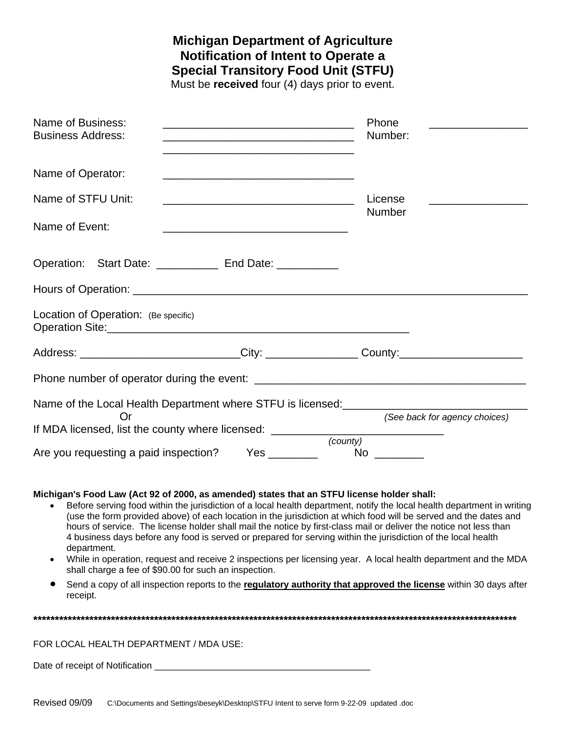# Michigan Department of Agriculture
# Notification of Intent to Operate a Special Transitory Food Unit (STFU)

Must be **received** four (4) days prior to event.

Name of Business: _______________________________ Phone Number: ________________

Business Address: _______________________________

_______________________________

Name of Operator: _______________________________

Name of STFU Unit: _______________________________ License Number ________________

Name of Event: ______________________________

Operation: Start Date: __________ End Date: __________

Hours of Operation: _________________________________________________________________

Location of Operation: (Be specific)

Operation Site:__________________________________________________

Address: _________________________City: ______________ County:____________________

Phone number of operator during the event: ____________________________________________

Name of the Local Health Department where STFU is licensed:______________________________

Or *(See back for agency choices)*

If MDA licensed, list the county where licensed: ____________________________ *(county)*

Are you requesting a paid inspection? Yes ________ No ________

**Michigan's Food Law (Act 92 of 2000, as amended) states that an STFU license holder shall:**

- Before serving food within the jurisdiction of a local health department, notify the local health department in writing (use the form provided above) of each location in the jurisdiction at which food will be served and the dates and hours of service. The license holder shall mail the notice by first-class mail or deliver the notice not less than 4 business days before any food is served or prepared for serving within the jurisdiction of the local health department.
- While in operation, request and receive 2 inspections per licensing year. A local health department and the MDA shall charge a fee of $90.00 for such an inspection.
- Send a copy of all inspection reports to the **regulatory authority that approved the license** within 30 days after receipt.

**********************************************************************************************************

FOR LOCAL HEALTH DEPARTMENT / MDA USE:

Date of receipt of Notification ____________________________________________

Revised 09/09 C:\Documents and Settings\beseyk\Desktop\STFU Intent to serve form 9-22-09 updated .doc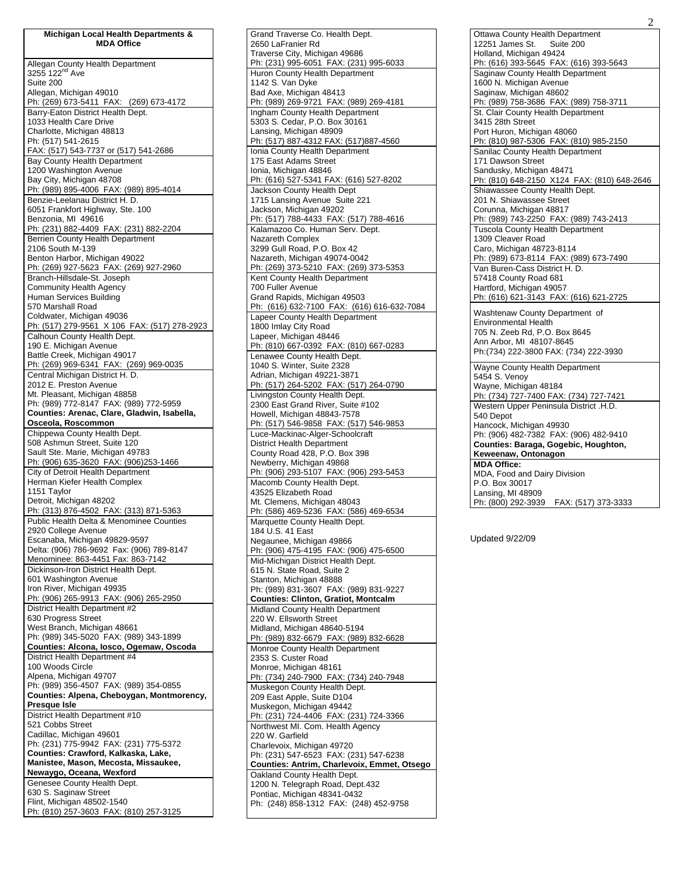**Michigan Local Health Departments & MDA Office**

Allegan County Health Department
3255 122nd Ave
Suite 200
Allegan, Michigan 49010
Ph: (269) 673-5411 FAX: (269) 673-4172

Barry-Eaton District Health Dept.
1033 Health Care Drive
Charlotte, Michigan 48813
Ph: (517) 541-2615
FAX: (517) 543-7737 or (517) 541-2686

Bay County Health Department
1200 Washington Avenue
Bay City, Michigan 48708
Ph: (989) 895-4006 FAX: (989) 895-4014

Benzie-Leelanau District H. D.
6051 Frankfort Highway, Ste. 100
Benzonia, MI 49616
Ph: (231) 882-4409 FAX: (231) 882-2204

Berrien County Health Department
2106 South M-139
Benton Harbor, Michigan 49022
Ph: (269) 927-5623 FAX: (269) 927-2960

Branch-Hillsdale-St. Joseph
Community Health Agency
Human Services Building
570 Marshall Road
Coldwater, Michigan 49036
Ph: (517) 279-9561 X 106 FAX: (517) 278-2923

Calhoun County Health Dept.
190 E. Michigan Avenue
Battle Creek, Michigan 49017
Ph: (269) 969-6341 FAX: (269) 969-0035

Central Michigan District H. D.
2012 E. Preston Avenue
Mt. Pleasant, Michigan 48858
Ph: (989) 772-8147 FAX: (989) 772-5959
**Counties: Arenac, Clare, Gladwin, Isabella, Osceola, Roscommon**

Chippewa County Health Dept.
508 Ashmun Street, Suite 120
Sault Ste. Marie, Michigan 49783
Ph: (906) 635-3620 FAX: (906)253-1466

City of Detroit Health Department
Herman Kiefer Health Complex
1151 Taylor
Detroit, Michigan 48202
Ph: (313) 876-4502 FAX: (313) 871-5363

Public Health Delta & Menominee Counties
2920 College Avenue
Escanaba, Michigan 49829-9597
Delta: (906) 786-9692 Fax: (906) 789-8147
Menominee: 863-4451 Fax: 863-7142

Dickinson-Iron District Health Dept.
601 Washington Avenue
Iron River, Michigan 49935
Ph: (906) 265-9913 FAX: (906) 265-2950

District Health Department #2
630 Progress Street
West Branch, Michigan 48661
Ph: (989) 345-5020 FAX: (989) 343-1899
**Counties: Alcona, Iosco, Ogemaw, Oscoda**

District Health Department #4
100 Woods Circle
Alpena, Michigan 49707
Ph: (989) 356-4507 FAX: (989) 354-0855
**Counties: Alpena, Cheboygan, Montmorency, Presque Isle**

District Health Department #10
521 Cobbs Street
Cadillac, Michigan 49601
Ph: (231) 775-9942 FAX: (231) 775-5372
**Counties: Crawford, Kalkaska, Lake, Manistee, Mason, Mecosta, Missaukee, Newaygo, Oceana, Wexford**

Genesee County Health Dept.
630 S. Saginaw Street
Flint, Michigan 48502-1540
Ph: (810) 257-3603 FAX: (810) 257-3125

Grand Traverse Co. Health Dept.
2650 LaFranier Rd
Traverse City, Michigan 49686
Ph: (231) 995-6051 FAX: (231) 995-6033

Huron County Health Department
1142 S. Van Dyke
Bad Axe, Michigan 48413
Ph: (989) 269-9721 FAX: (989) 269-4181

Ingham County Health Department
5303 S. Cedar, P.O. Box 30161
Lansing, Michigan 48909
Ph: (517) 887-4312 FAX: (517)887-4560

Ionia County Health Department
175 East Adams Street
Ionia, Michigan 48846
Ph: (616) 527-5341 FAX: (616) 527-8202

Jackson County Health Dept
1715 Lansing Avenue Suite 221
Jackson, Michigan 49202
Ph: (517) 788-4433 FAX: (517) 788-4616

Kalamazoo Co. Human Serv. Dept.
Nazareth Complex
3299 Gull Road, P.O. Box 42
Nazareth, Michigan 49074-0042
Ph: (269) 373-5210 FAX: (269) 373-5353

Kent County Health Department
700 Fuller Avenue
Grand Rapids, Michigan 49503
Ph: (616) 632-7100 FAX: (616) 616-632-7084

Lapeer County Health Department
1800 Imlay City Road
Lapeer, Michigan 48446
Ph: (810) 667-0392 FAX: (810) 667-0283

Lenawee County Health Dept.
1040 S. Winter, Suite 2328
Adrian, Michigan 49221-3871
Ph: (517) 264-5202 FAX: (517) 264-0790

Livingston County Health Dept.
2300 East Grand River, Suite #102
Howell, Michigan 48843-7578
Ph: (517) 546-9858 FAX: (517) 546-9853

Luce-Mackinac-Alger-Schoolcraft
District Health Department
County Road 428, P.O. Box 398
Newberry, Michigan 49868
Ph: (906) 293-5107 FAX: (906) 293-5453

Macomb County Health Dept.
43525 Elizabeth Road
Mt. Clemens, Michigan 48043
Ph: (586) 469-5236 FAX: (586) 469-6534

Marquette County Health Dept.
184 U.S. 41 East
Negaunee, Michigan 49866
Ph: (906) 475-4195 FAX: (906) 475-6500

Mid-Michigan District Health Dept.
615 N. State Road, Suite 2
Stanton, Michigan 48888
Ph: (989) 831-3607 FAX: (989) 831-9227
**Counties: Clinton, Gratiot, Montcalm**

Midland County Health Department
220 W. Ellsworth Street
Midland, Michigan 48640-5194
Ph: (989) 832-6679 FAX: (989) 832-6628

Monroe County Health Department
2353 S. Custer Road
Monroe, Michigan 48161
Ph: (734) 240-7900 FAX: (734) 240-7948

Muskegon County Health Dept.
209 East Apple, Suite D104
Muskegon, Michigan 49442
Ph: (231) 724-4406 FAX: (231) 724-3366

Northwest MI. Com. Health Agency
220 W. Garfield
Charlevoix, Michigan 49720
Ph: (231) 547-6523 FAX: (231) 547-6238
**Counties: Antrim, Charlevoix, Emmet, Otsego**

Oakland County Health Dept.
1200 N. Telegraph Road, Dept.432
Pontiac, Michigan 48341-0432
Ph: (248) 858-1312 FAX: (248) 452-9758

Ottawa County Health Department
12251 James St. Suite 200
Holland, Michigan 49424
Ph: (616) 393-5645 FAX: (616) 393-5643

Saginaw County Health Department
1600 N. Michigan Avenue
Saginaw, Michigan 48602
Ph: (989) 758-3686 FAX: (989) 758-3711

St. Clair County Health Department
3415 28th Street
Port Huron, Michigan 48060
Ph: (810) 987-5306 FAX: (810) 985-2150

Sanilac County Health Department
171 Dawson Street
Sandusky, Michigan 48471
Ph: (810) 648-2150 X124 FAX: (810) 648-2646

Shiawassee County Health Dept.
201 N. Shiawassee Street
Corunna, Michigan 48817
Ph: (989) 743-2250 FAX: (989) 743-2413

Tuscola County Health Department
1309 Cleaver Road
Caro, Michigan 48723-8114
Ph: (989) 673-8114 FAX: (989) 673-7490

Van Buren-Cass District H. D.
57418 County Road 681
Hartford, Michigan 49057
Ph: (616) 621-3143 FAX: (616) 621-2725

Washtenaw County Department of Environmental Health
705 N. Zeeb Rd, P.O. Box 8645
Ann Arbor, MI 48107-8645
Ph:(734) 222-3800 FAX: (734) 222-3930

Wayne County Health Department
5454 S. Venoy
Wayne, Michigan 48184
Ph: (734) 727-7400 FAX: (734) 727-7421

Western Upper Peninsula District .H.D.
540 Depot
Hancock, Michigan 49930
Ph: (906) 482-7382 FAX: (906) 482-9410
**Counties: Baraga, Gogebic, Houghton, Keweenaw, Ontonagon**

**MDA Office:**
MDA, Food and Dairy Division
P.O. Box 30017
Lansing, MI 48909
Ph: (800) 292-3939 FAX: (517) 373-3333

Updated 9/22/09